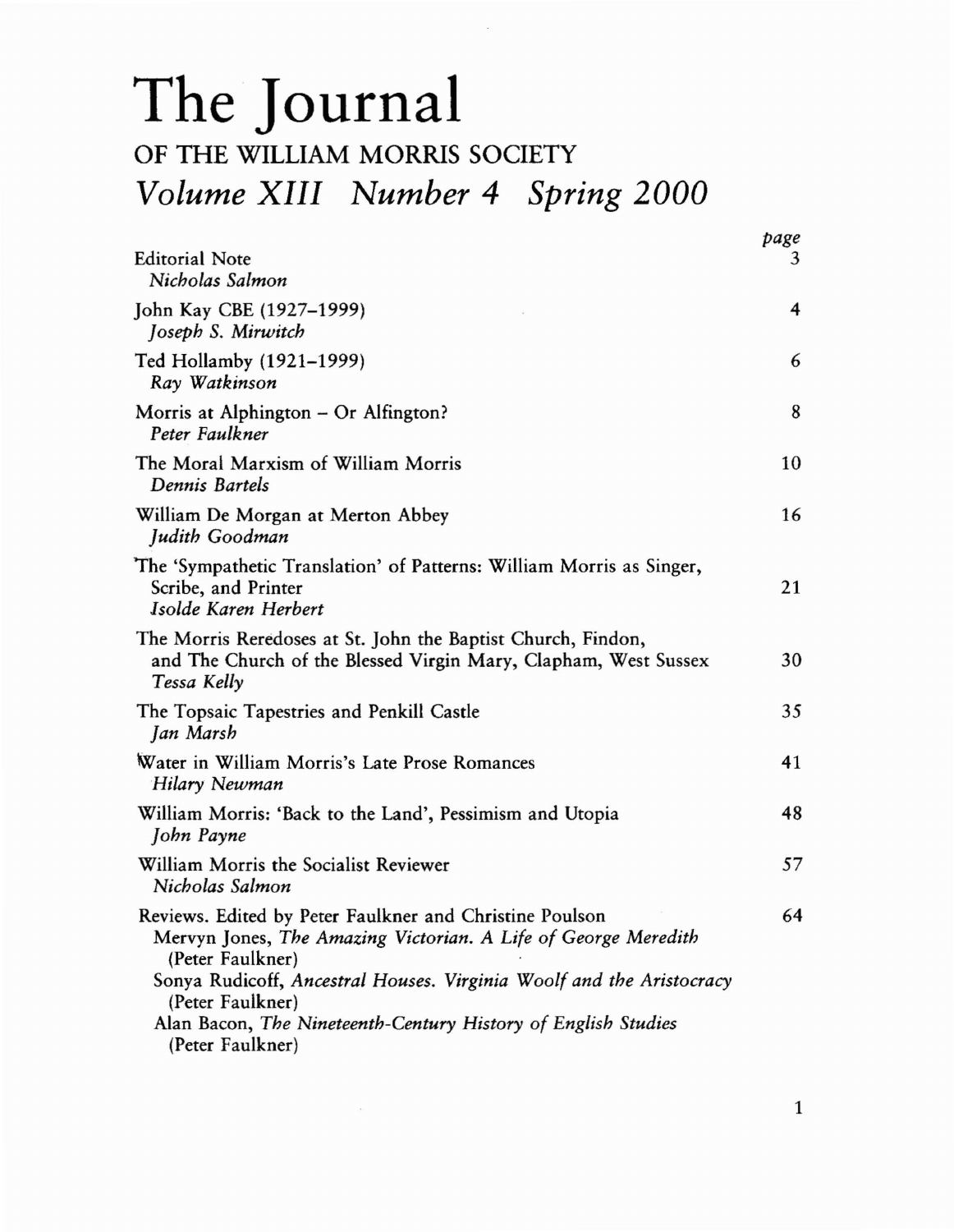# The Journal

## OF THE WILLIAM MORRIS SOCIETY

## *Volume XIII Number 4 Spring 2000*

| | *page* |
|---|---|
| Editorial Note<br>*Nicholas Salmon* | 3 |
| John Kay CBE (1927–1999)<br>*Joseph S. Mirwitch* | 4 |
| Ted Hollamby (1921–1999)<br>*Ray Watkinson* | 6 |
| Morris at Alphington – Or Alfington?<br>*Peter Faulkner* | 8 |
| The Moral Marxism of William Morris<br>*Dennis Bartels* | 10 |
| William De Morgan at Merton Abbey<br>*Judith Goodman* | 16 |
| The 'Sympathetic Translation' of Patterns: William Morris as Singer, Scribe, and Printer<br>*Isolde Karen Herbert* | 21 |
| The Morris Reredoses at St. John the Baptist Church, Findon, and The Church of the Blessed Virgin Mary, Clapham, West Sussex<br>*Tessa Kelly* | 30 |
| The Topsaic Tapestries and Penkill Castle<br>*Jan Marsh* | 35 |
| Water in William Morris's Late Prose Romances<br>*Hilary Newman* | 41 |
| William Morris: 'Back to the Land', Pessimism and Utopia<br>*John Payne* | 48 |
| William Morris the Socialist Reviewer<br>*Nicholas Salmon* | 57 |
| Reviews. Edited by Peter Faulkner and Christine Poulson<br>Mervyn Jones, *The Amazing Victorian. A Life of George Meredith* (Peter Faulkner)<br>Sonya Rudicoff, *Ancestral Houses. Virginia Woolf and the Aristocracy* (Peter Faulkner)<br>Alan Bacon, *The Nineteenth-Century History of English Studies* (Peter Faulkner) | 64 |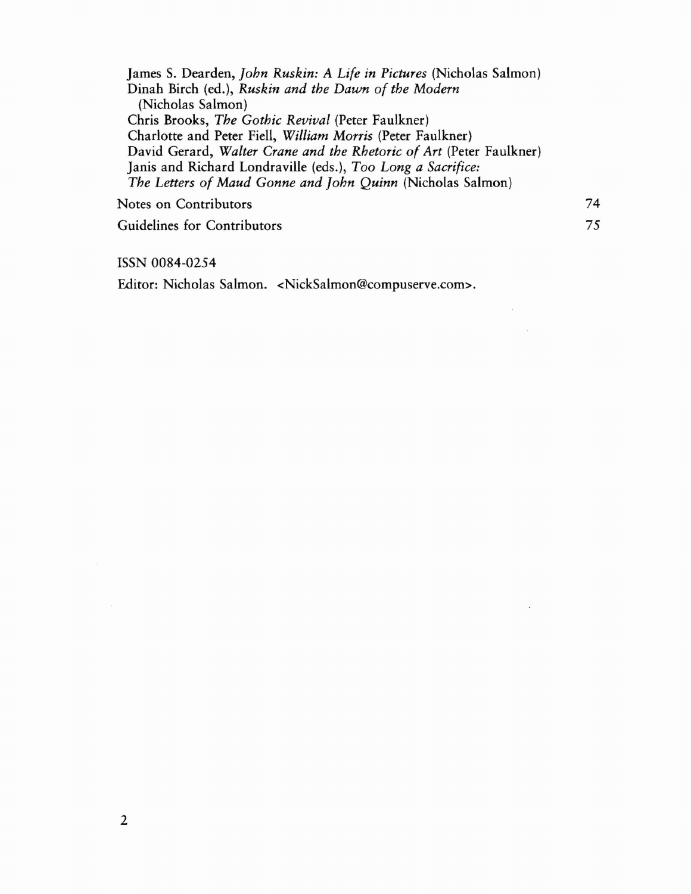James S. Dearden, *John Ruskin: A Life in Pictures* (Nicholas Salmon)
Dinah Birch (ed.), *Ruskin and the Dawn of the Modern* (Nicholas Salmon)
Chris Brooks, *The Gothic Revival* (Peter Faulkner)
Charlotte and Peter Fiell, *William Morris* (Peter Faulkner)
David Gerard, *Walter Crane and the Rhetoric of Art* (Peter Faulkner)
Janis and Richard Londraville (eds.), *Too Long a Sacrifice: The Letters of Maud Gonne and John Quinn* (Nicholas Salmon)

Notes on Contributors 74

Guidelines for Contributors 75

ISSN 0084-0254

Editor: Nicholas Salmon. <NickSalmon@compuserve.com>.